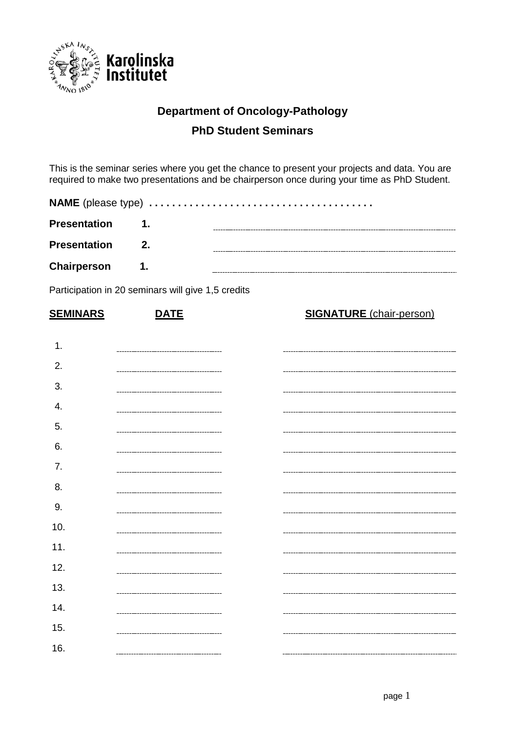Karolinska Institutet

## Department of Oncology-Pathology

## PhD Student Seminars

This is the seminar series where you get the chance to present your projects and data. You are required to make two presentations and be chairperson once during your time as PhD Student.

**NAME** (please type) . . . . . . . . . . . . . . . . . . . . . . . . . . . . . . . . . . . . .

**Presentation 1.** ..............................................................

**Presentation 2.** ..............................................................

**Chairperson 1.** ..............................................................

Participation in 20 seminars will give 1,5 credits

| **SEMINARS** | **DATE** | **SIGNATURE** (chair-person) |
|---|---|---|
| 1. | | |
| 2. | | |
| 3. | | |
| 4. | | |
| 5. | | |
| 6. | | |
| 7. | | |
| 8. | | |
| 9. | | |
| 10. | | |
| 11. | | |
| 12. | | |
| 13. | | |
| 14. | | |
| 15. | | |
| 16. | | |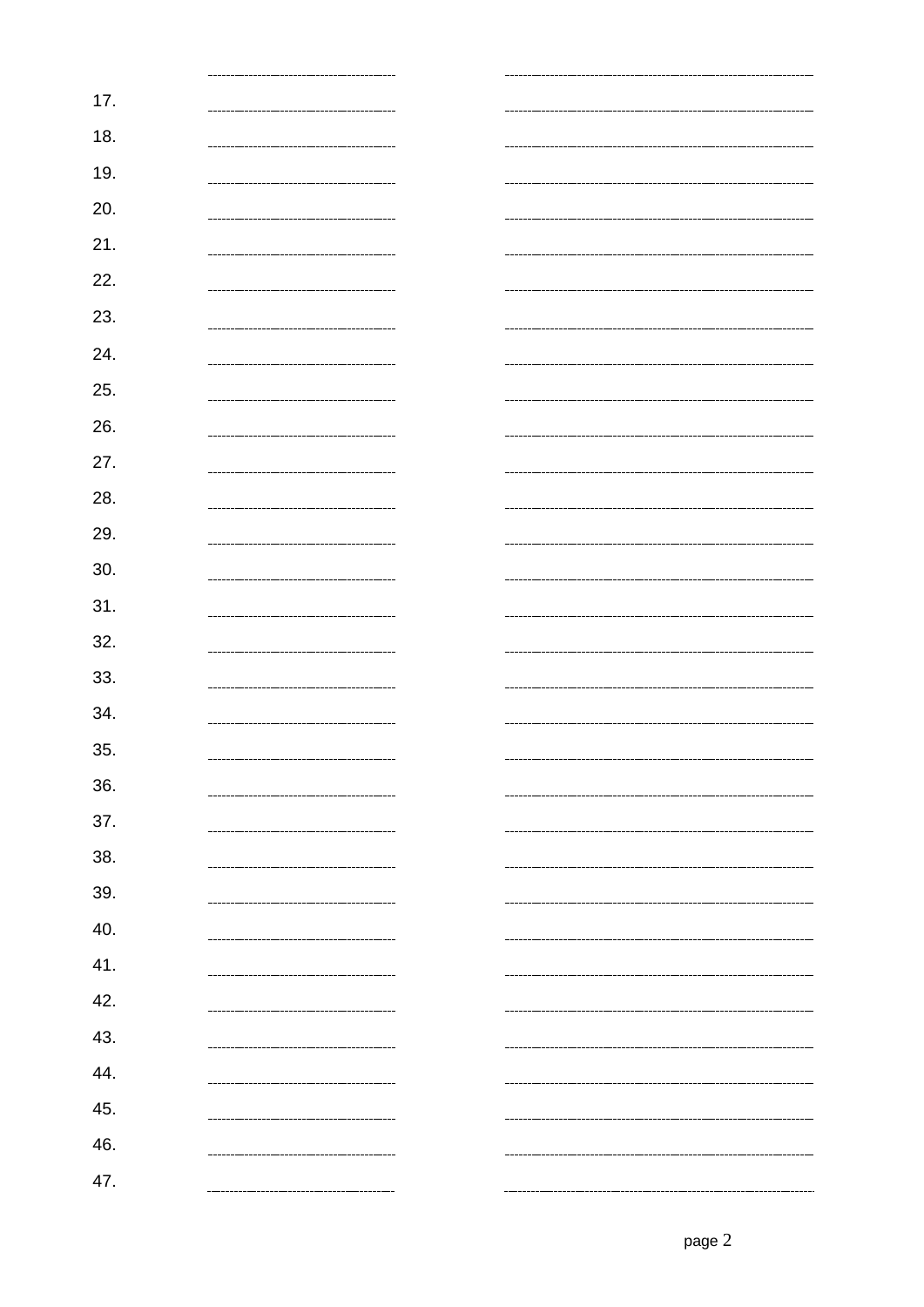| | | |
|---|---|---|
| | ........................ | ........................ |
| 17. | ........................ | ........................ |
| 18. | ........................ | ........................ |
| 19. | ........................ | ........................ |
| 20. | ........................ | ........................ |
| 21. | ........................ | ........................ |
| 22. | ........................ | ........................ |
| 23. | ........................ | ........................ |
| 24. | ........................ | ........................ |
| 25. | ........................ | ........................ |
| 26. | ........................ | ........................ |
| 27. | ........................ | ........................ |
| 28. | ........................ | ........................ |
| 29. | ........................ | ........................ |
| 30. | ........................ | ........................ |
| 31. | ........................ | ........................ |
| 32. | ........................ | ........................ |
| 33. | ........................ | ........................ |
| 34. | ........................ | ........................ |
| 35. | ........................ | ........................ |
| 36. | ........................ | ........................ |
| 37. | ........................ | ........................ |
| 38. | ........................ | ........................ |
| 39. | ........................ | ........................ |
| 40. | ........................ | ........................ |
| 41. | ........................ | ........................ |
| 42. | ........................ | ........................ |
| 43. | ........................ | ........................ |
| 44. | ........................ | ........................ |
| 45. | ........................ | ........................ |
| 46. | ........................ | ........................ |
| 47. | ........................ | ........................ |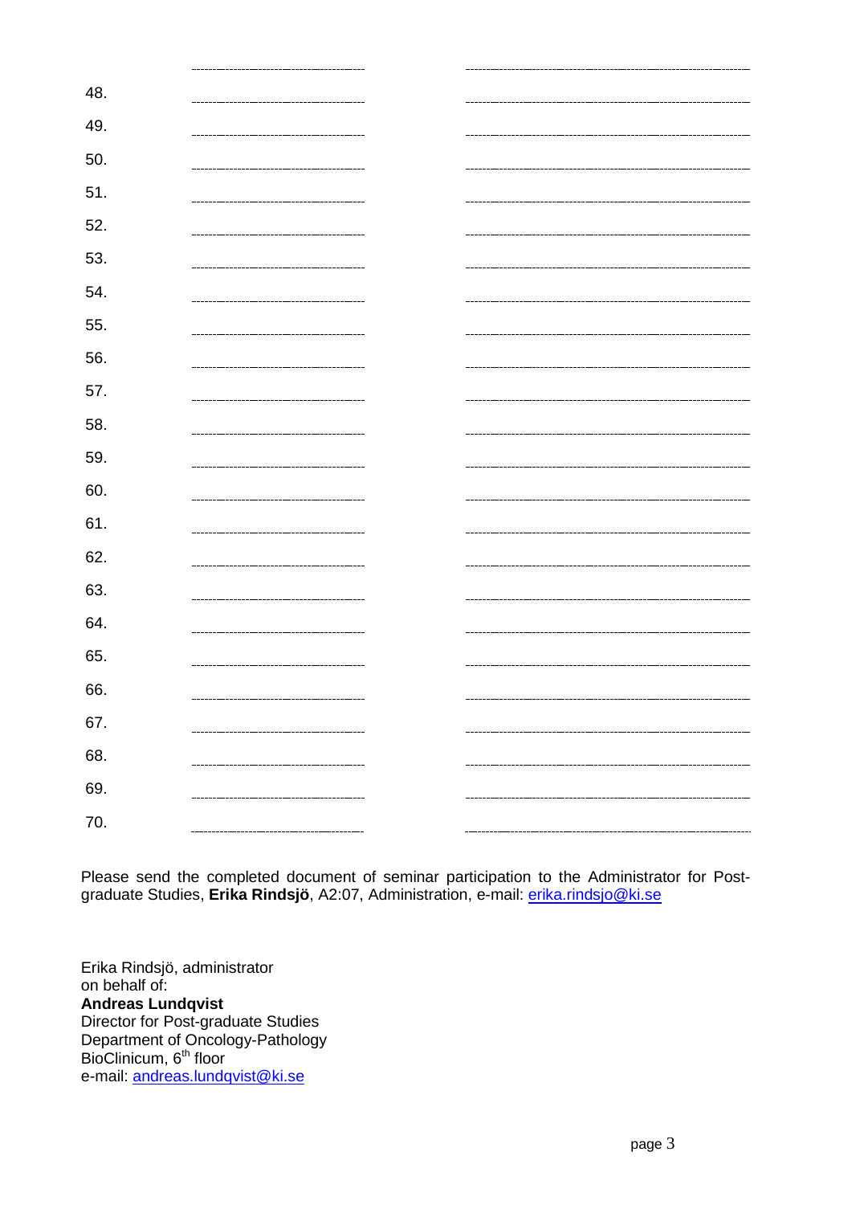| | | |
|---|---|---|
| | | |
| 48. | | |
| 49. | | |
| 50. | | |
| 51. | | |
| 52. | | |
| 53. | | |
| 54. | | |
| 55. | | |
| 56. | | |
| 57. | | |
| 58. | | |
| 59. | | |
| 60. | | |
| 61. | | |
| 62. | | |
| 63. | | |
| 64. | | |
| 65. | | |
| 66. | | |
| 67. | | |
| 68. | | |
| 69. | | |
| 70. | | |

Please send the completed document of seminar participation to the Administrator for Post-graduate Studies, **Erika Rindsjö**, A2:07, Administration, e-mail: erika.rindsjo@ki.se

Erika Rindsjö, administrator
on behalf of:
**Andreas Lundqvist**
Director for Post-graduate Studies
Department of Oncology-Pathology
BioClinicum, 6th floor
e-mail: andreas.lundqvist@ki.se